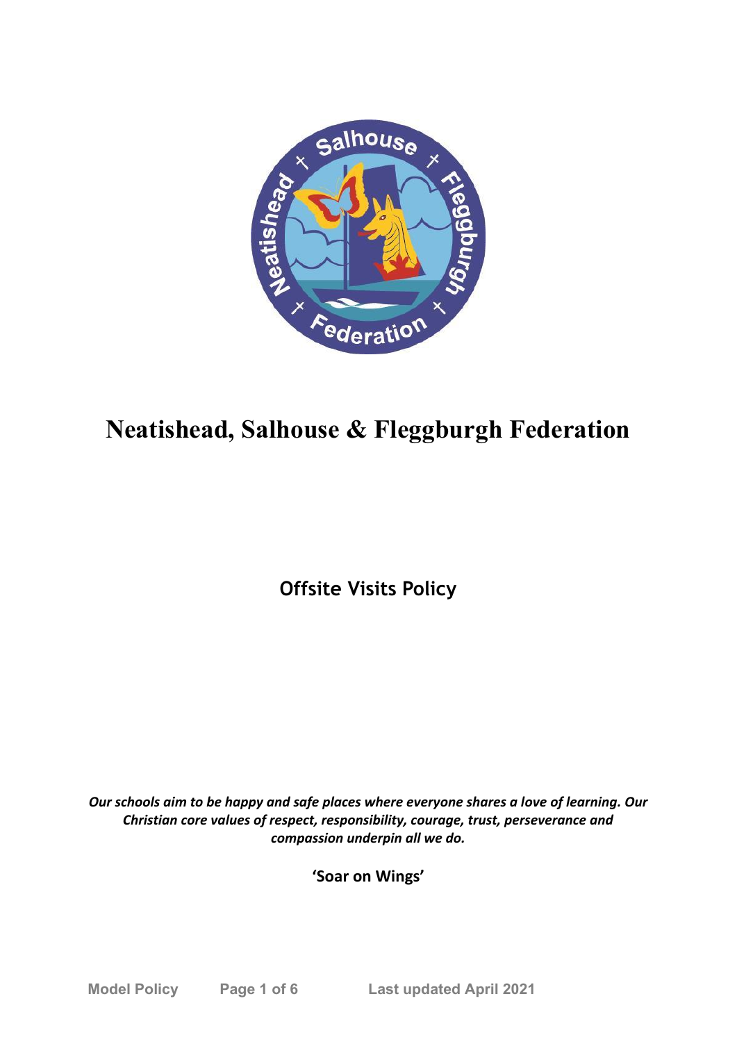# Neatishead, Salhouse & Fleggburgh Federation

## Offsite Visits Policy

***Our schools aim to be happy and safe places where everyone shares a love of learning. Our Christian core values of respect, responsibility, courage, trust, perseverance and compassion underpin all we do.***

**'Soar on Wings'**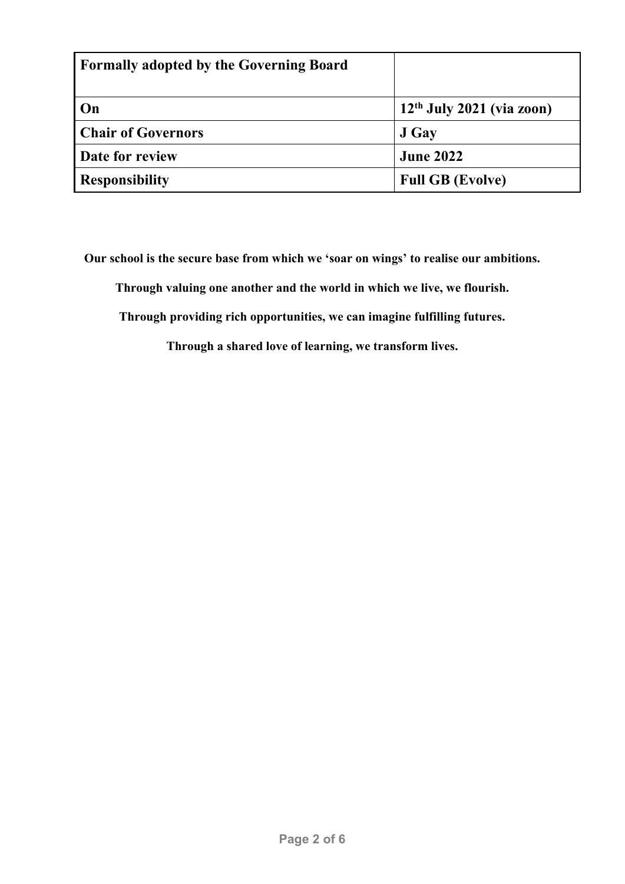| **Formally adopted by the Governing Board** | |
|---|---|
| **On** | **12th July 2021 (via zoon)** |
| **Chair of Governors** | **J Gay** |
| **Date for review** | **June 2022** |
| **Responsibility** | **Full GB (Evolve)** |

**Our school is the secure base from which we 'soar on wings' to realise our ambitions.**

**Through valuing one another and the world in which we live, we flourish.**

**Through providing rich opportunities, we can imagine fulfilling futures.**

**Through a shared love of learning, we transform lives.**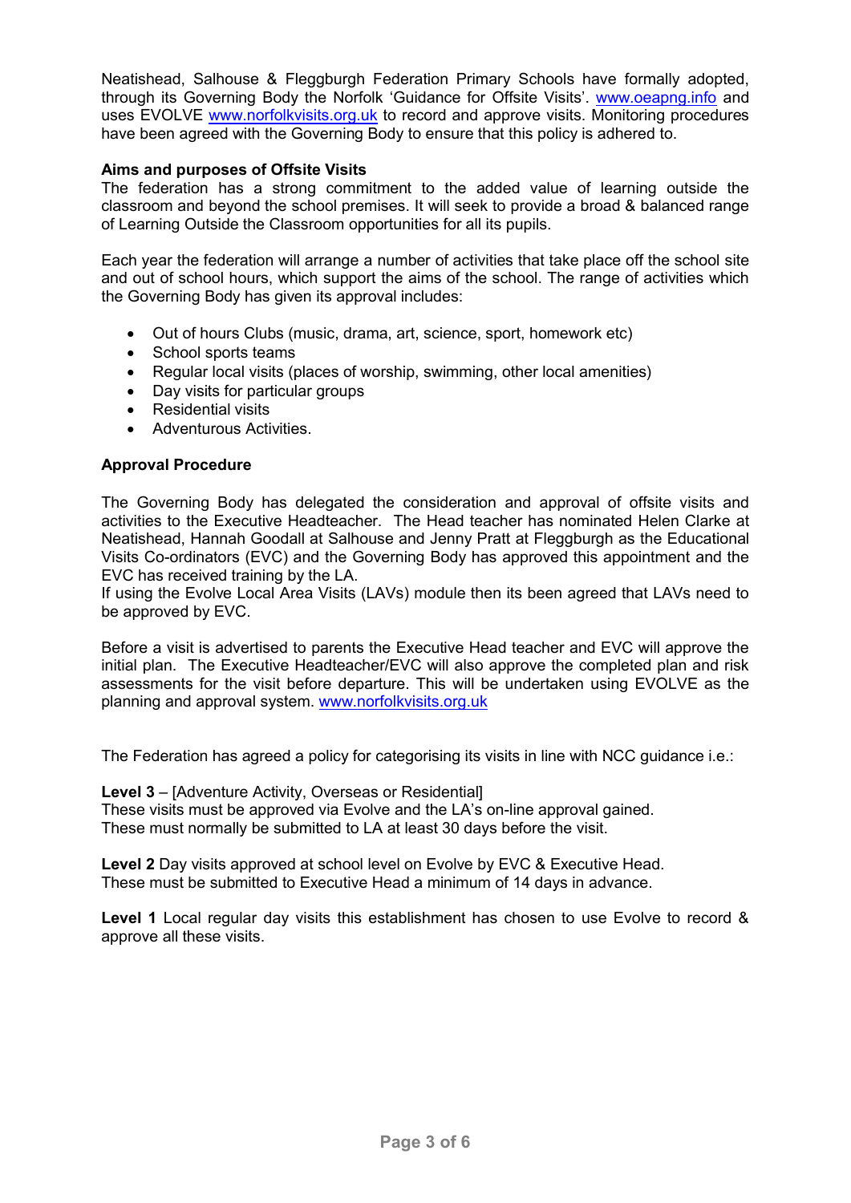Neatishead, Salhouse & Fleggburgh Federation Primary Schools have formally adopted, through its Governing Body the Norfolk 'Guidance for Offsite Visits'. www.oeapng.info and uses EVOLVE www.norfolkvisits.org.uk to record and approve visits. Monitoring procedures have been agreed with the Governing Body to ensure that this policy is adhered to.

**Aims and purposes of Offsite Visits**

The federation has a strong commitment to the added value of learning outside the classroom and beyond the school premises. It will seek to provide a broad & balanced range of Learning Outside the Classroom opportunities for all its pupils.

Each year the federation will arrange a number of activities that take place off the school site and out of school hours, which support the aims of the school. The range of activities which the Governing Body has given its approval includes:

- Out of hours Clubs (music, drama, art, science, sport, homework etc)
- School sports teams
- Regular local visits (places of worship, swimming, other local amenities)
- Day visits for particular groups
- Residential visits
- Adventurous Activities.

**Approval Procedure**

The Governing Body has delegated the consideration and approval of offsite visits and activities to the Executive Headteacher. The Head teacher has nominated Helen Clarke at Neatishead, Hannah Goodall at Salhouse and Jenny Pratt at Fleggburgh as the Educational Visits Co-ordinators (EVC) and the Governing Body has approved this appointment and the EVC has received training by the LA.

If using the Evolve Local Area Visits (LAVs) module then its been agreed that LAVs need to be approved by EVC.

Before a visit is advertised to parents the Executive Head teacher and EVC will approve the initial plan. The Executive Headteacher/EVC will also approve the completed plan and risk assessments for the visit before departure. This will be undertaken using EVOLVE as the planning and approval system. www.norfolkvisits.org.uk

The Federation has agreed a policy for categorising its visits in line with NCC guidance i.e.:

**Level 3** – [Adventure Activity, Overseas or Residential]
These visits must be approved via Evolve and the LA's on-line approval gained.
These must normally be submitted to LA at least 30 days before the visit.

**Level 2** Day visits approved at school level on Evolve by EVC & Executive Head.
These must be submitted to Executive Head a minimum of 14 days in advance.

**Level 1** Local regular day visits this establishment has chosen to use Evolve to record & approve all these visits.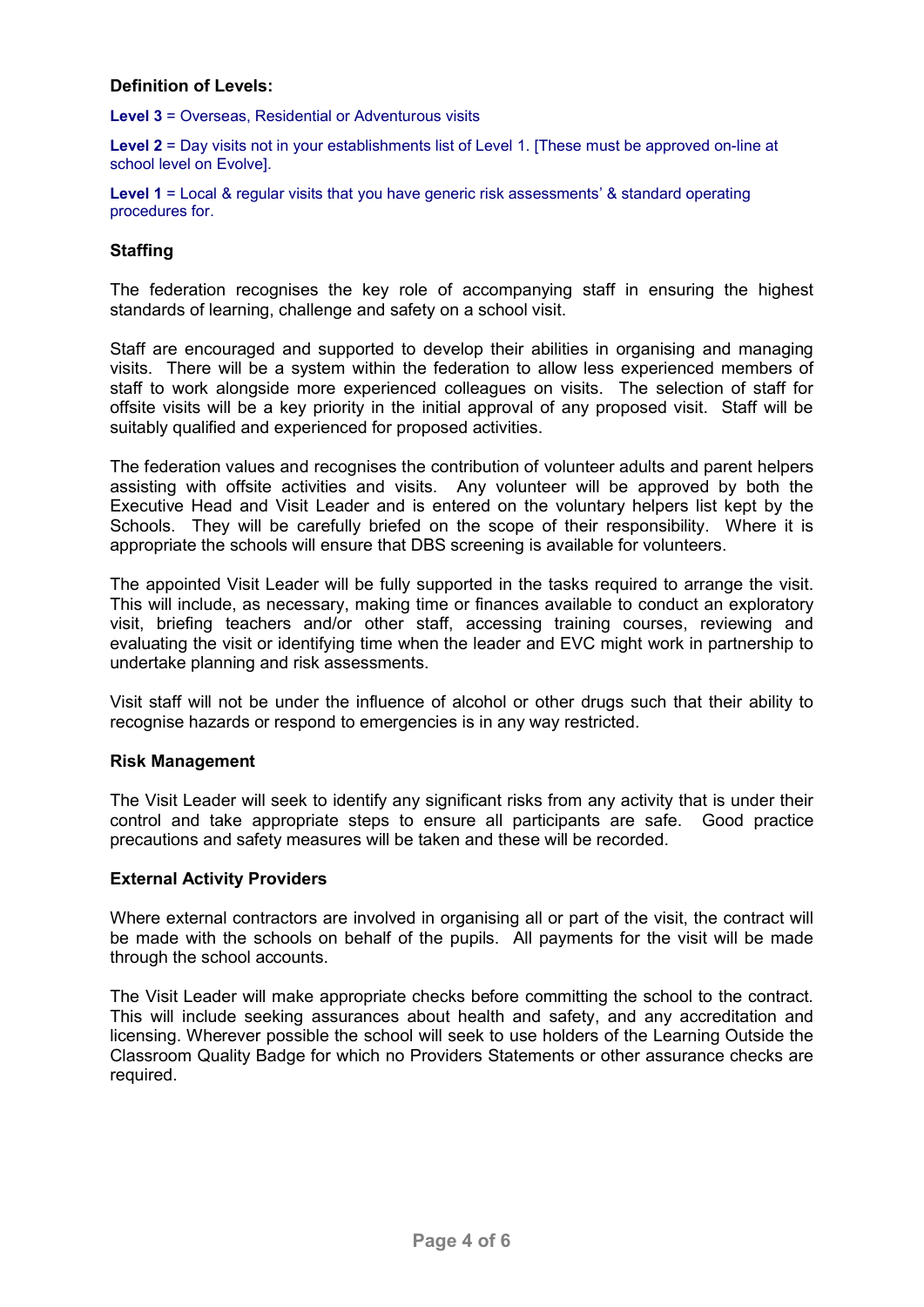**Definition of Levels:**

**Level 3** = Overseas, Residential or Adventurous visits

**Level 2** = Day visits not in your establishments list of Level 1. [These must be approved on-line at school level on Evolve].

**Level 1** = Local & regular visits that you have generic risk assessments' & standard operating procedures for.

**Staffing**

The federation recognises the key role of accompanying staff in ensuring the highest standards of learning, challenge and safety on a school visit.

Staff are encouraged and supported to develop their abilities in organising and managing visits. There will be a system within the federation to allow less experienced members of staff to work alongside more experienced colleagues on visits. The selection of staff for offsite visits will be a key priority in the initial approval of any proposed visit. Staff will be suitably qualified and experienced for proposed activities.

The federation values and recognises the contribution of volunteer adults and parent helpers assisting with offsite activities and visits. Any volunteer will be approved by both the Executive Head and Visit Leader and is entered on the voluntary helpers list kept by the Schools. They will be carefully briefed on the scope of their responsibility. Where it is appropriate the schools will ensure that DBS screening is available for volunteers.

The appointed Visit Leader will be fully supported in the tasks required to arrange the visit. This will include, as necessary, making time or finances available to conduct an exploratory visit, briefing teachers and/or other staff, accessing training courses, reviewing and evaluating the visit or identifying time when the leader and EVC might work in partnership to undertake planning and risk assessments.

Visit staff will not be under the influence of alcohol or other drugs such that their ability to recognise hazards or respond to emergencies is in any way restricted.

**Risk Management**

The Visit Leader will seek to identify any significant risks from any activity that is under their control and take appropriate steps to ensure all participants are safe. Good practice precautions and safety measures will be taken and these will be recorded.

**External Activity Providers**

Where external contractors are involved in organising all or part of the visit, the contract will be made with the schools on behalf of the pupils. All payments for the visit will be made through the school accounts.

The Visit Leader will make appropriate checks before committing the school to the contract. This will include seeking assurances about health and safety, and any accreditation and licensing. Wherever possible the school will seek to use holders of the Learning Outside the Classroom Quality Badge for which no Providers Statements or other assurance checks are required.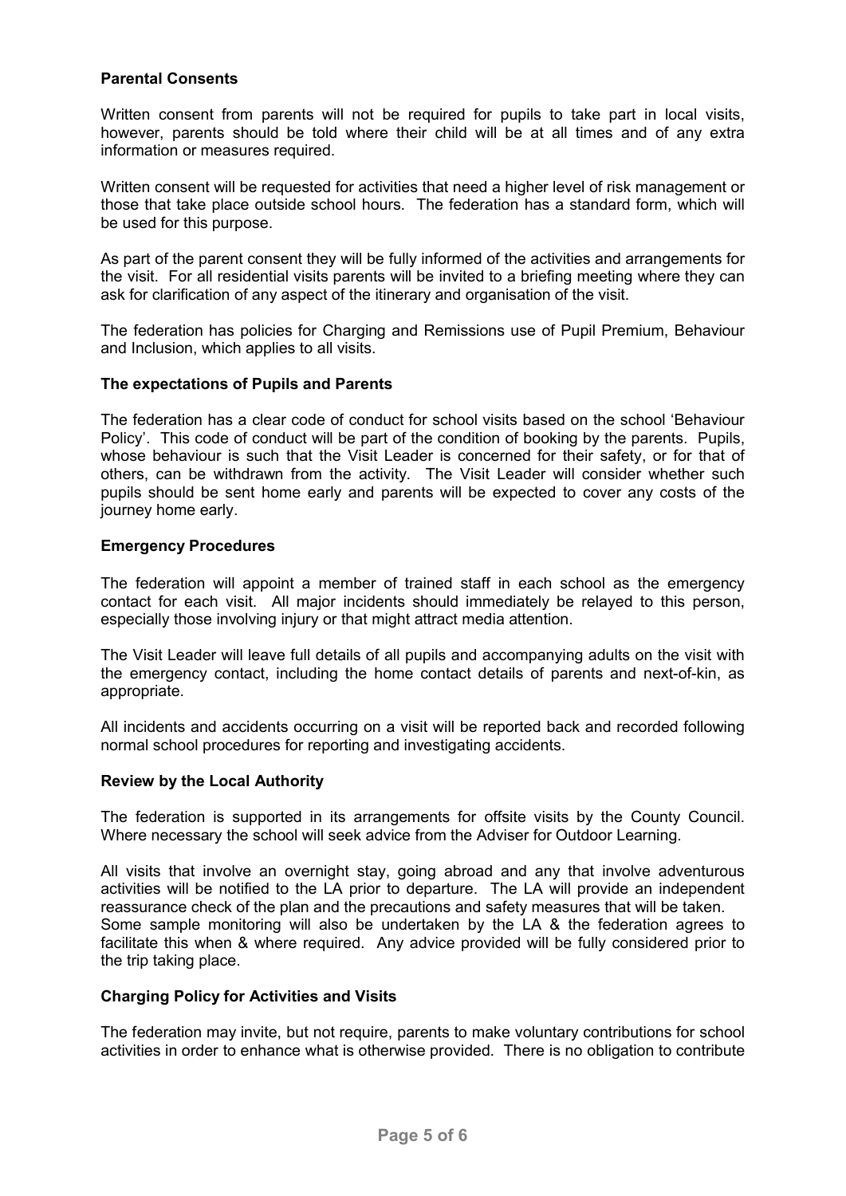**Parental Consents**

Written consent from parents will not be required for pupils to take part in local visits, however, parents should be told where their child will be at all times and of any extra information or measures required.

Written consent will be requested for activities that need a higher level of risk management or those that take place outside school hours. The federation has a standard form, which will be used for this purpose.

As part of the parent consent they will be fully informed of the activities and arrangements for the visit. For all residential visits parents will be invited to a briefing meeting where they can ask for clarification of any aspect of the itinerary and organisation of the visit.

The federation has policies for Charging and Remissions use of Pupil Premium, Behaviour and Inclusion, which applies to all visits.

**The expectations of Pupils and Parents**

The federation has a clear code of conduct for school visits based on the school 'Behaviour Policy'. This code of conduct will be part of the condition of booking by the parents. Pupils, whose behaviour is such that the Visit Leader is concerned for their safety, or for that of others, can be withdrawn from the activity. The Visit Leader will consider whether such pupils should be sent home early and parents will be expected to cover any costs of the journey home early.

**Emergency Procedures**

The federation will appoint a member of trained staff in each school as the emergency contact for each visit. All major incidents should immediately be relayed to this person, especially those involving injury or that might attract media attention.

The Visit Leader will leave full details of all pupils and accompanying adults on the visit with the emergency contact, including the home contact details of parents and next-of-kin, as appropriate.

All incidents and accidents occurring on a visit will be reported back and recorded following normal school procedures for reporting and investigating accidents.

**Review by the Local Authority**

The federation is supported in its arrangements for offsite visits by the County Council. Where necessary the school will seek advice from the Adviser for Outdoor Learning.

All visits that involve an overnight stay, going abroad and any that involve adventurous activities will be notified to the LA prior to departure. The LA will provide an independent reassurance check of the plan and the precautions and safety measures that will be taken. Some sample monitoring will also be undertaken by the LA & the federation agrees to facilitate this when & where required. Any advice provided will be fully considered prior to the trip taking place.

**Charging Policy for Activities and Visits**

The federation may invite, but not require, parents to make voluntary contributions for school activities in order to enhance what is otherwise provided. There is no obligation to contribute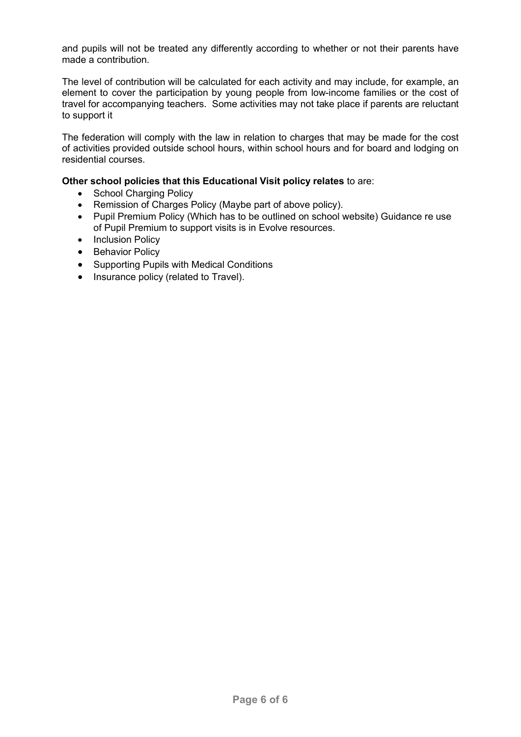and pupils will not be treated any differently according to whether or not their parents have made a contribution.

The level of contribution will be calculated for each activity and may include, for example, an element to cover the participation by young people from low-income families or the cost of travel for accompanying teachers. Some activities may not take place if parents are reluctant to support it

The federation will comply with the law in relation to charges that may be made for the cost of activities provided outside school hours, within school hours and for board and lodging on residential courses.

**Other school policies that this Educational Visit policy relates** to are:

- School Charging Policy
- Remission of Charges Policy (Maybe part of above policy).
- Pupil Premium Policy (Which has to be outlined on school website) Guidance re use of Pupil Premium to support visits is in Evolve resources.
- Inclusion Policy
- Behavior Policy
- Supporting Pupils with Medical Conditions
- Insurance policy (related to Travel).